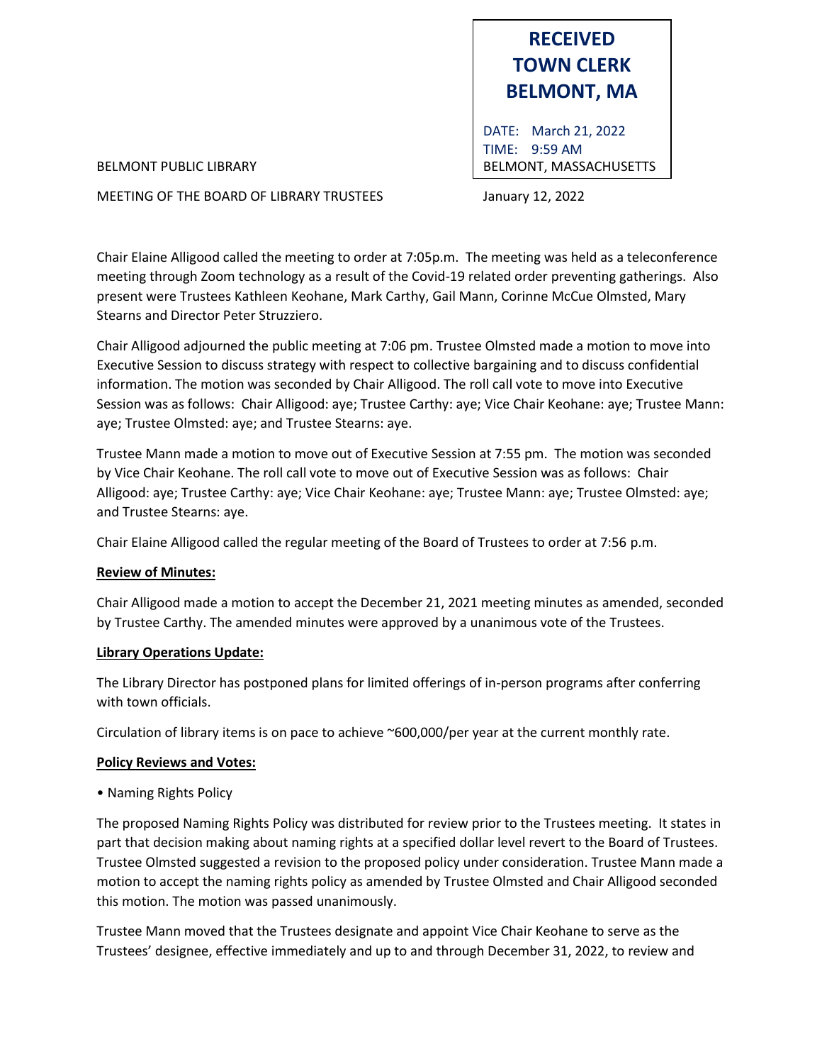**RECEIVED**
**TOWN CLERK**
**BELMONT, MA**

DATE: March 21, 2022
TIME: 9:59 AM
BELMONT, MASSACHUSETTS

BELMONT PUBLIC LIBRARY

MEETING OF THE BOARD OF LIBRARY TRUSTEES January 12, 2022

Chair Elaine Alligood called the meeting to order at 7:05p.m. The meeting was held as a teleconference meeting through Zoom technology as a result of the Covid-19 related order preventing gatherings. Also present were Trustees Kathleen Keohane, Mark Carthy, Gail Mann, Corinne McCue Olmsted, Mary Stearns and Director Peter Struzziero.

Chair Alligood adjourned the public meeting at 7:06 pm. Trustee Olmsted made a motion to move into Executive Session to discuss strategy with respect to collective bargaining and to discuss confidential information. The motion was seconded by Chair Alligood. The roll call vote to move into Executive Session was as follows: Chair Alligood: aye; Trustee Carthy: aye; Vice Chair Keohane: aye; Trustee Mann: aye; Trustee Olmsted: aye; and Trustee Stearns: aye.

Trustee Mann made a motion to move out of Executive Session at 7:55 pm. The motion was seconded by Vice Chair Keohane. The roll call vote to move out of Executive Session was as follows: Chair Alligood: aye; Trustee Carthy: aye; Vice Chair Keohane: aye; Trustee Mann: aye; Trustee Olmsted: aye; and Trustee Stearns: aye.

Chair Elaine Alligood called the regular meeting of the Board of Trustees to order at 7:56 p.m.

**Review of Minutes:**

Chair Alligood made a motion to accept the December 21, 2021 meeting minutes as amended, seconded by Trustee Carthy. The amended minutes were approved by a unanimous vote of the Trustees.

**Library Operations Update:**

The Library Director has postponed plans for limited offerings of in-person programs after conferring with town officials.

Circulation of library items is on pace to achieve ~600,000/per year at the current monthly rate.

**Policy Reviews and Votes:**

• Naming Rights Policy

The proposed Naming Rights Policy was distributed for review prior to the Trustees meeting. It states in part that decision making about naming rights at a specified dollar level revert to the Board of Trustees. Trustee Olmsted suggested a revision to the proposed policy under consideration. Trustee Mann made a motion to accept the naming rights policy as amended by Trustee Olmsted and Chair Alligood seconded this motion. The motion was passed unanimously.

Trustee Mann moved that the Trustees designate and appoint Vice Chair Keohane to serve as the Trustees' designee, effective immediately and up to and through December 31, 2022, to review and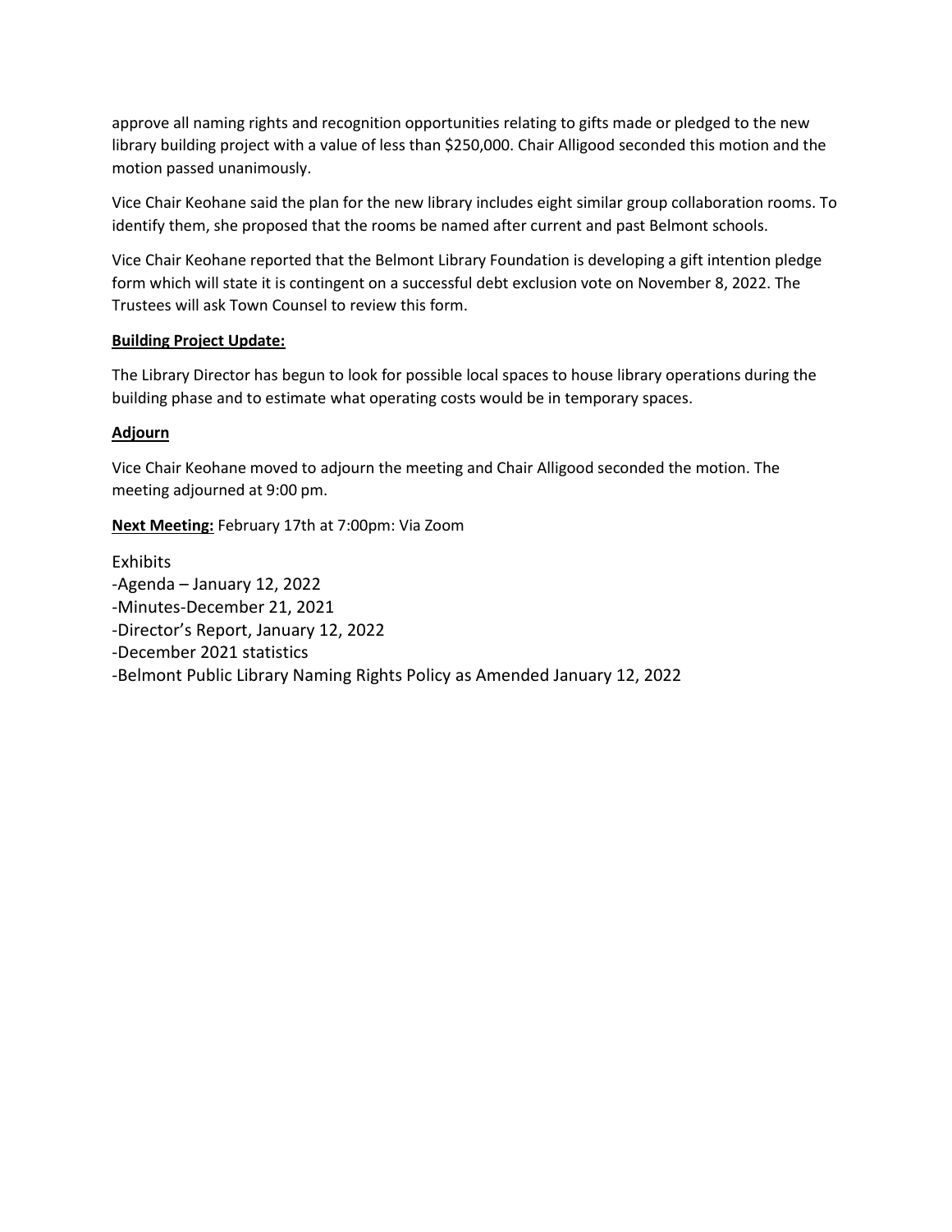approve all naming rights and recognition opportunities relating to gifts made or pledged to the new library building project with a value of less than $250,000. Chair Alligood seconded this motion and the motion passed unanimously.

Vice Chair Keohane said the plan for the new library includes eight similar group collaboration rooms. To identify them, she proposed that the rooms be named after current and past Belmont schools.

Vice Chair Keohane reported that the Belmont Library Foundation is developing a gift intention pledge form which will state it is contingent on a successful debt exclusion vote on November 8, 2022. The Trustees will ask Town Counsel to review this form.

**Building Project Update:**

The Library Director has begun to look for possible local spaces to house library operations during the building phase and to estimate what operating costs would be in temporary spaces.

**Adjourn**

Vice Chair Keohane moved to adjourn the meeting and Chair Alligood seconded the motion. The meeting adjourned at 9:00 pm.

**Next Meeting:** February 17th at 7:00pm: Via Zoom

Exhibits
-Agenda – January 12, 2022
-Minutes-December 21, 2021
-Director's Report, January 12, 2022
-December 2021 statistics
-Belmont Public Library Naming Rights Policy as Amended January 12, 2022